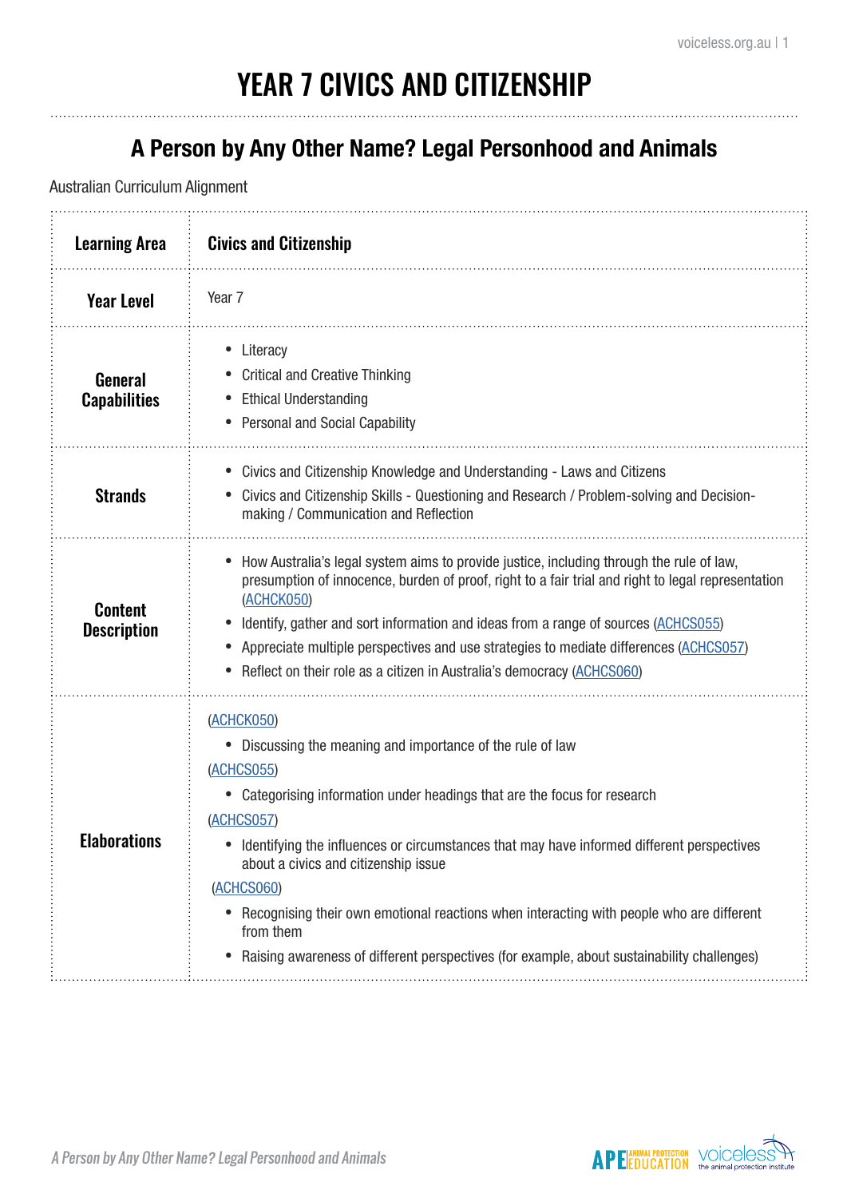# YEAR 7 CIVICS AND CITIZENSHIP

## A Person by Any Other Name? Legal Personhood and Animals

Australian Curriculum Alignment

| | |
|---|---|
| **Learning Area** | **Civics and Citizenship** |
| **Year Level** | Year 7 |
| **General Capabilities** | • Literacy<br>• Critical and Creative Thinking<br>• Ethical Understanding<br>• Personal and Social Capability |
| **Strands** | • Civics and Citizenship Knowledge and Understanding - Laws and Citizens<br>• Civics and Citizenship Skills - Questioning and Research / Problem-solving and Decision-making / Communication and Reflection |
| **Content Description** | • How Australia's legal system aims to provide justice, including through the rule of law, presumption of innocence, burden of proof, right to a fair trial and right to legal representation (ACHCK050)<br>• Identify, gather and sort information and ideas from a range of sources (ACHCS055)<br>• Appreciate multiple perspectives and use strategies to mediate differences (ACHCS057)<br>• Reflect on their role as a citizen in Australia's democracy (ACHCS060) |
| **Elaborations** | (ACHCK050)<br>• Discussing the meaning and importance of the rule of law<br>(ACHCS055)<br>• Categorising information under headings that are the focus for research<br>(ACHCS057)<br>• Identifying the influences or circumstances that may have informed different perspectives about a civics and citizenship issue<br>(ACHCS060)<br>• Recognising their own emotional reactions when interacting with people who are different from them<br>• Raising awareness of different perspectives (for example, about sustainability challenges) |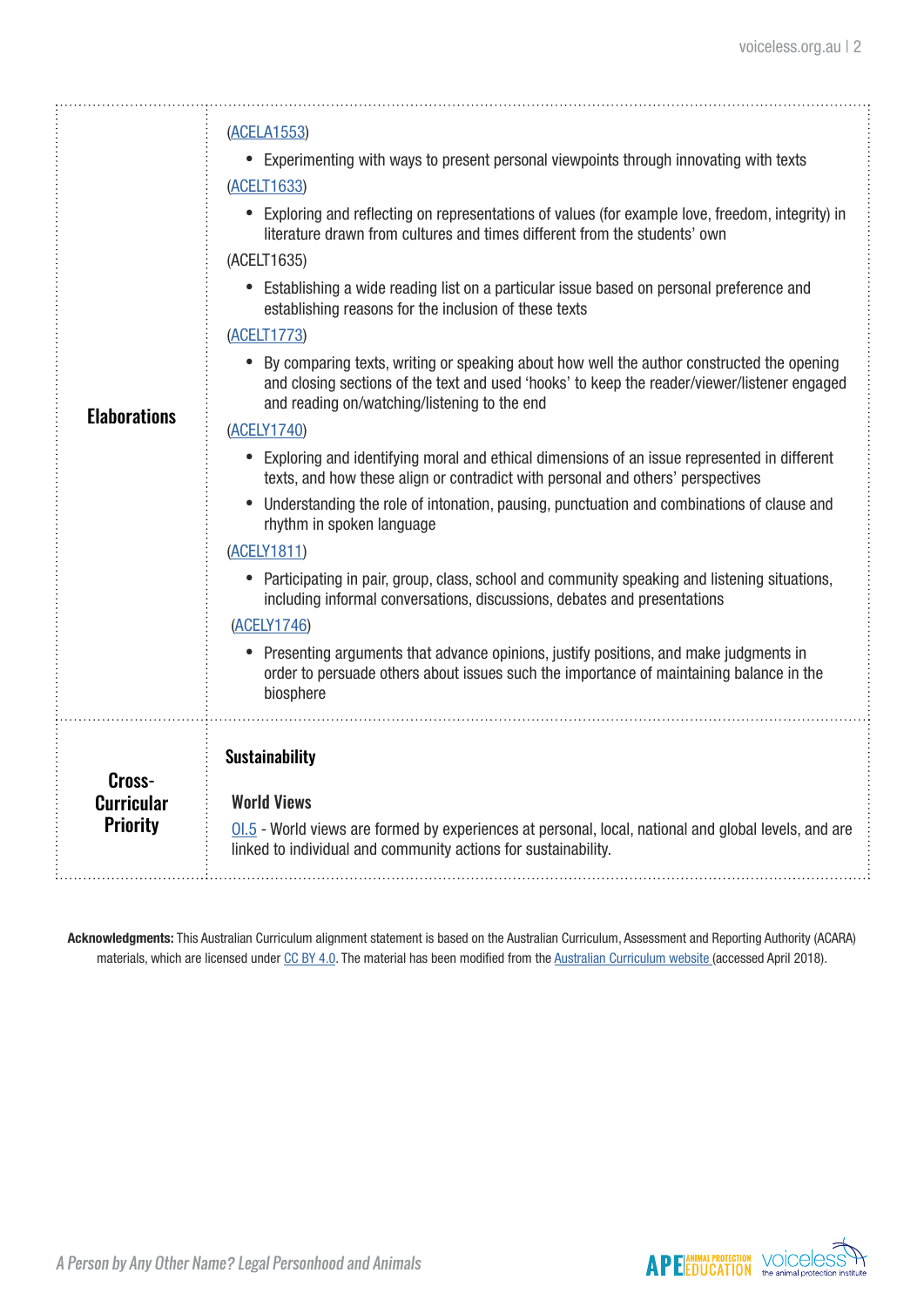| | |
|---|---|
| **Elaborations** | (ACELA1553)<br>• Experimenting with ways to present personal viewpoints through innovating with texts<br>(ACELT1633)<br>• Exploring and reflecting on representations of values (for example love, freedom, integrity) in literature drawn from cultures and times different from the students' own<br>(ACELT1635)<br>• Establishing a wide reading list on a particular issue based on personal preference and establishing reasons for the inclusion of these texts<br>(ACELT1773)<br>• By comparing texts, writing or speaking about how well the author constructed the opening and closing sections of the text and used 'hooks' to keep the reader/viewer/listener engaged and reading on/watching/listening to the end<br>(ACELY1740)<br>• Exploring and identifying moral and ethical dimensions of an issue represented in different texts, and how these align or contradict with personal and others' perspectives<br>• Understanding the role of intonation, pausing, punctuation and combinations of clause and rhythm in spoken language<br>(ACELY1811)<br>• Participating in pair, group, class, school and community speaking and listening situations, including informal conversations, discussions, debates and presentations<br>(ACELY1746)<br>• Presenting arguments that advance opinions, justify positions, and make judgments in order to persuade others about issues such the importance of maintaining balance in the biosphere |
| **Cross-Curricular Priority** | **Sustainability**<br><br>**World Views**<br>OI.5 - World views are formed by experiences at personal, local, national and global levels, and are linked to individual and community actions for sustainability. |

**Acknowledgments:** This Australian Curriculum alignment statement is based on the Australian Curriculum, Assessment and Reporting Authority (ACARA) materials, which are licensed under CC BY 4.0. The material has been modified from the Australian Curriculum website (accessed April 2018).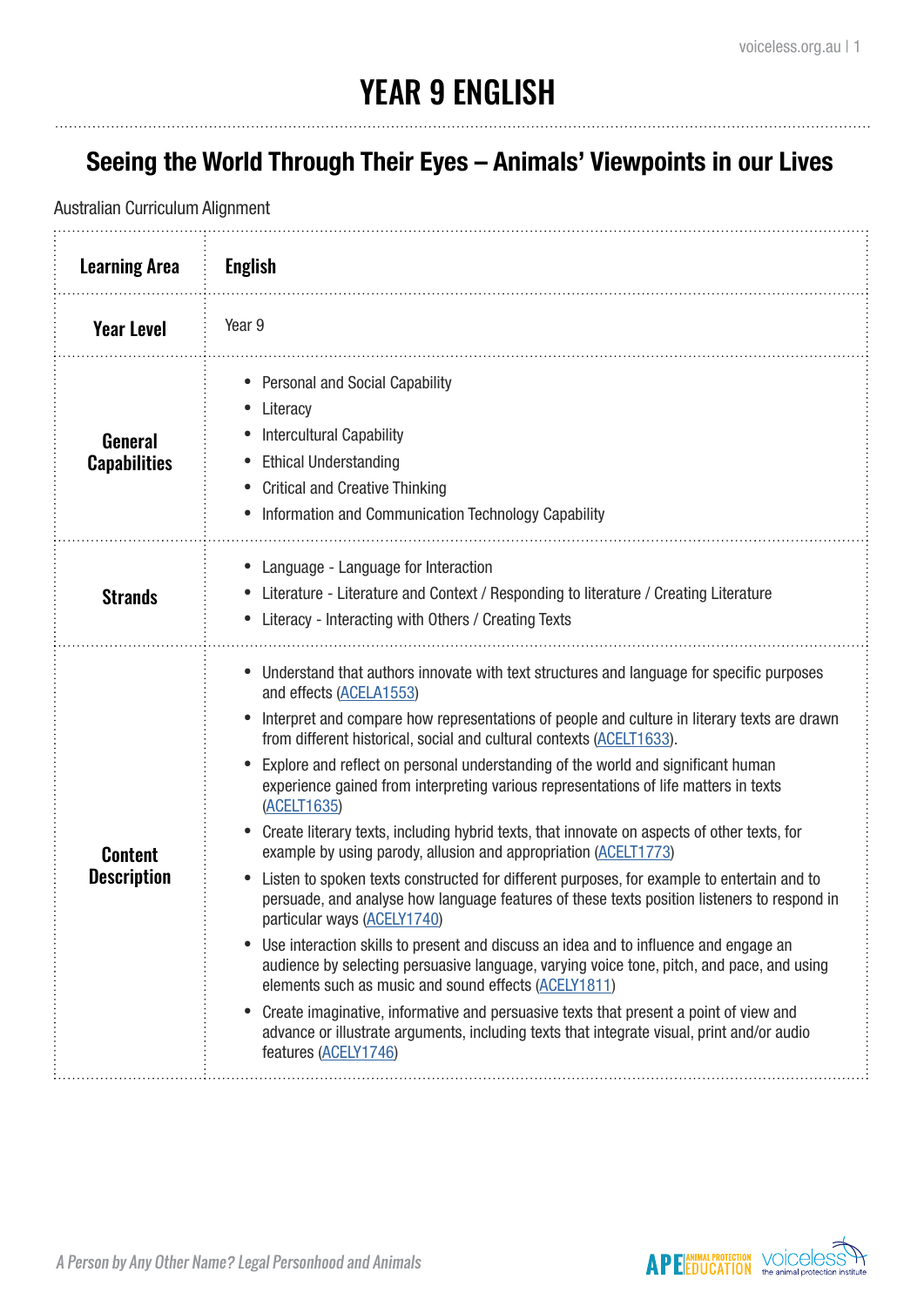# YEAR 9 ENGLISH

## Seeing the World Through Their Eyes – Animals' Viewpoints in our Lives

Australian Curriculum Alignment

| **Learning Area** | **English** |
|---|---|
| **Year Level** | Year 9 |
| **General Capabilities** | • Personal and Social Capability<br>• Literacy<br>• Intercultural Capability<br>• Ethical Understanding<br>• Critical and Creative Thinking<br>• Information and Communication Technology Capability |
| **Strands** | • Language - Language for Interaction<br>• Literature - Literature and Context / Responding to literature / Creating Literature<br>• Literacy - Interacting with Others / Creating Texts |
| **Content Description** | • Understand that authors innovate with text structures and language for specific purposes and effects (ACELA1553)<br>• Interpret and compare how representations of people and culture in literary texts are drawn from different historical, social and cultural contexts (ACELT1633).<br>• Explore and reflect on personal understanding of the world and significant human experience gained from interpreting various representations of life matters in texts (ACELT1635)<br>• Create literary texts, including hybrid texts, that innovate on aspects of other texts, for example by using parody, allusion and appropriation (ACELT1773)<br>• Listen to spoken texts constructed for different purposes, for example to entertain and to persuade, and analyse how language features of these texts position listeners to respond in particular ways (ACELY1740)<br>• Use interaction skills to present and discuss an idea and to influence and engage an audience by selecting persuasive language, varying voice tone, pitch, and pace, and using elements such as music and sound effects (ACELY1811)<br>• Create imaginative, informative and persuasive texts that present a point of view and advance or illustrate arguments, including texts that integrate visual, print and/or audio features (ACELY1746) |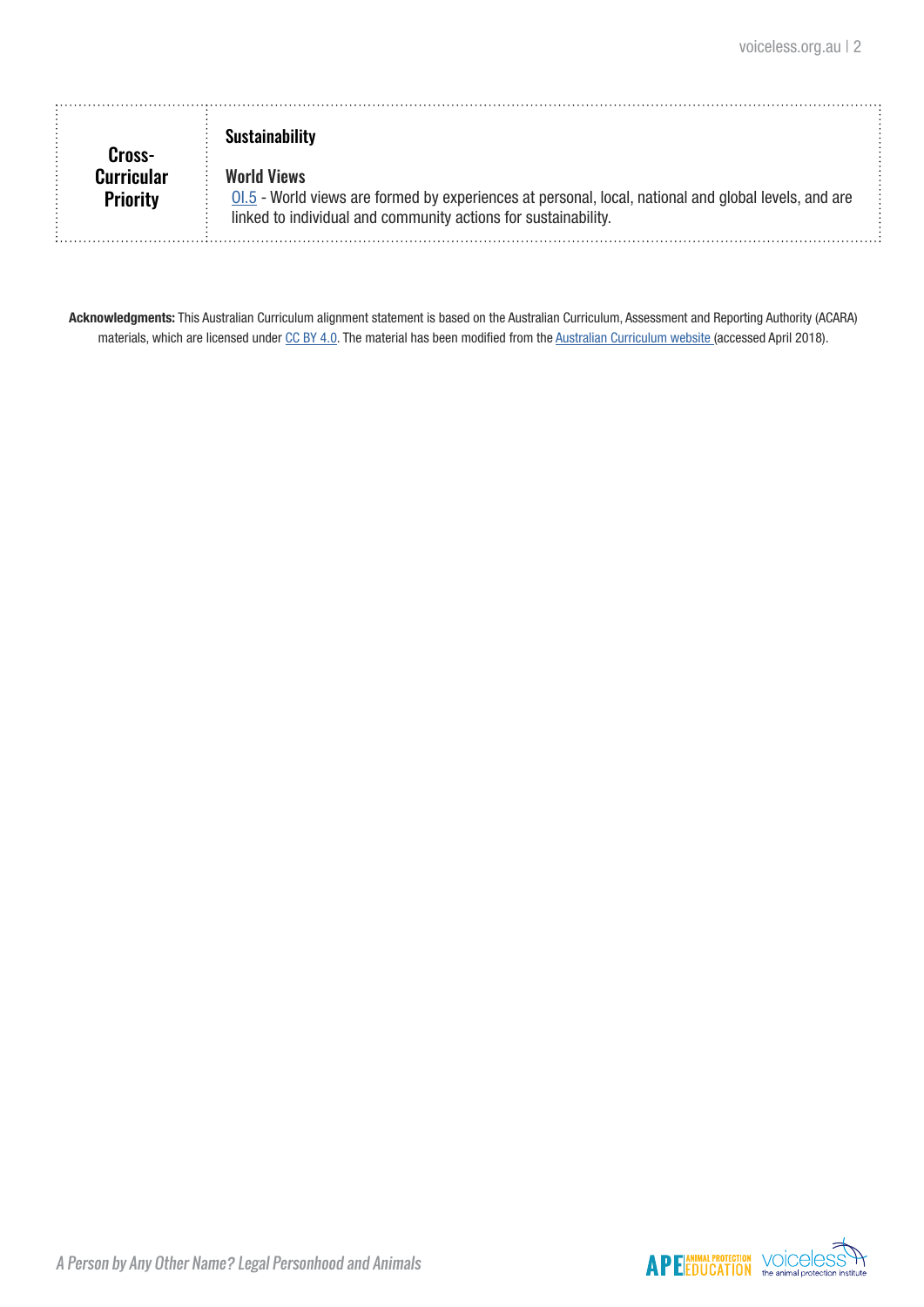| Cross-Curricular Priority | **Sustainability**<br><br>**World Views**<br>OI.5 - World views are formed by experiences at personal, local, national and global levels, and are linked to individual and community actions for sustainability. |
| --- | --- |

**Acknowledgments:** This Australian Curriculum alignment statement is based on the Australian Curriculum, Assessment and Reporting Authority (ACARA) materials, which are licensed under CC BY 4.0. The material has been modified from the Australian Curriculum website (accessed April 2018).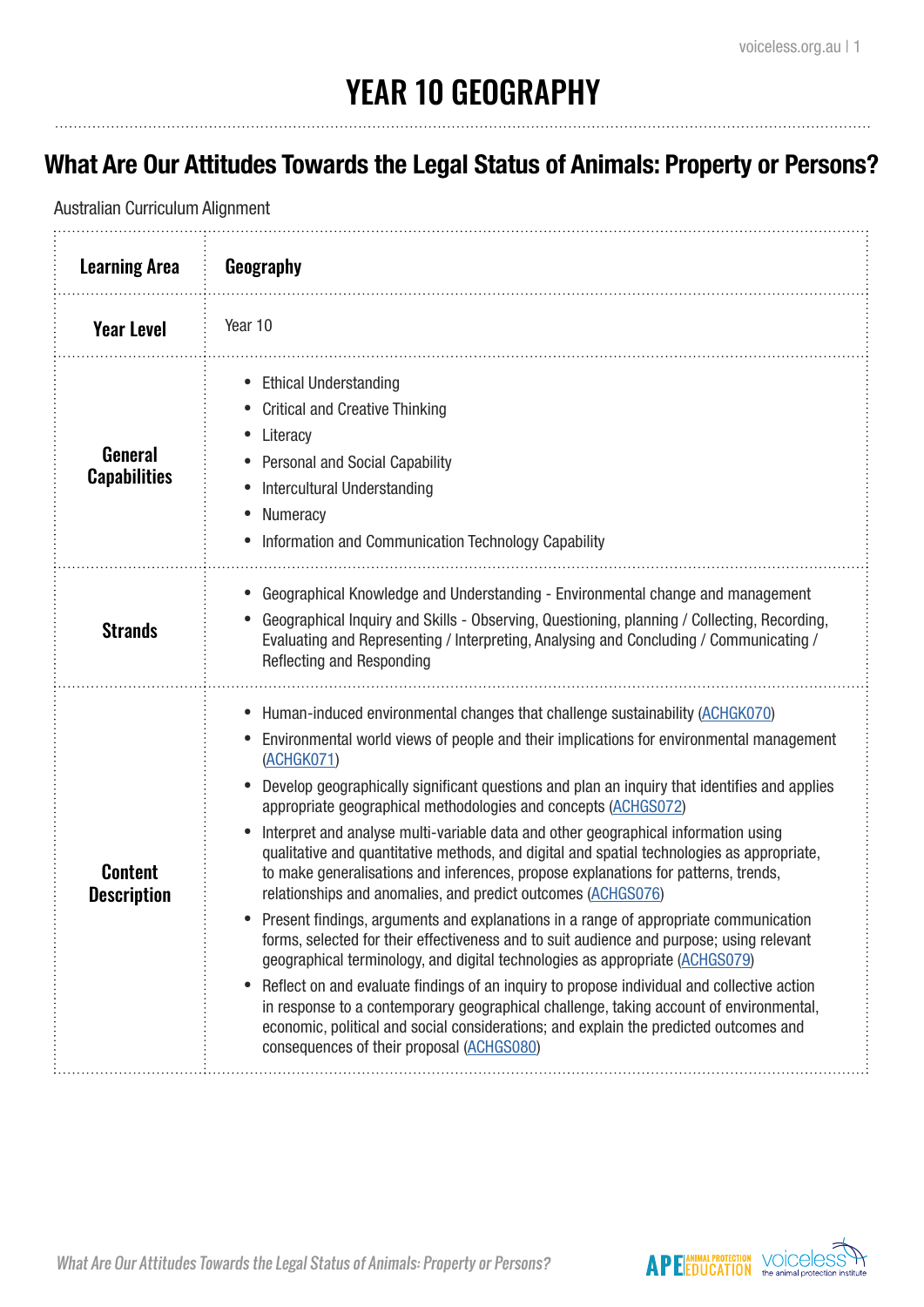# YEAR 10 GEOGRAPHY

## What Are Our Attitudes Towards the Legal Status of Animals: Property or Persons?

Australian Curriculum Alignment

| **Learning Area** | **Geography** |
|---|---|
| **Year Level** | Year 10 |
| **General Capabilities** | • Ethical Understanding<br>• Critical and Creative Thinking<br>• Literacy<br>• Personal and Social Capability<br>• Intercultural Understanding<br>• Numeracy<br>• Information and Communication Technology Capability |
| **Strands** | • Geographical Knowledge and Understanding - Environmental change and management<br>• Geographical Inquiry and Skills - Observing, Questioning, planning / Collecting, Recording, Evaluating and Representing / Interpreting, Analysing and Concluding / Communicating / Reflecting and Responding |
| **Content Description** | • Human-induced environmental changes that challenge sustainability (ACHGK070)<br>• Environmental world views of people and their implications for environmental management (ACHGK071)<br>• Develop geographically significant questions and plan an inquiry that identifies and applies appropriate geographical methodologies and concepts (ACHGS072)<br>• Interpret and analyse multi-variable data and other geographical information using qualitative and quantitative methods, and digital and spatial technologies as appropriate, to make generalisations and inferences, propose explanations for patterns, trends, relationships and anomalies, and predict outcomes (ACHGS076)<br>• Present findings, arguments and explanations in a range of appropriate communication forms, selected for their effectiveness and to suit audience and purpose; using relevant geographical terminology, and digital technologies as appropriate (ACHGS079)<br>• Reflect on and evaluate findings of an inquiry to propose individual and collective action in response to a contemporary geographical challenge, taking account of environmental, economic, political and social considerations; and explain the predicted outcomes and consequences of their proposal (ACHGS080) |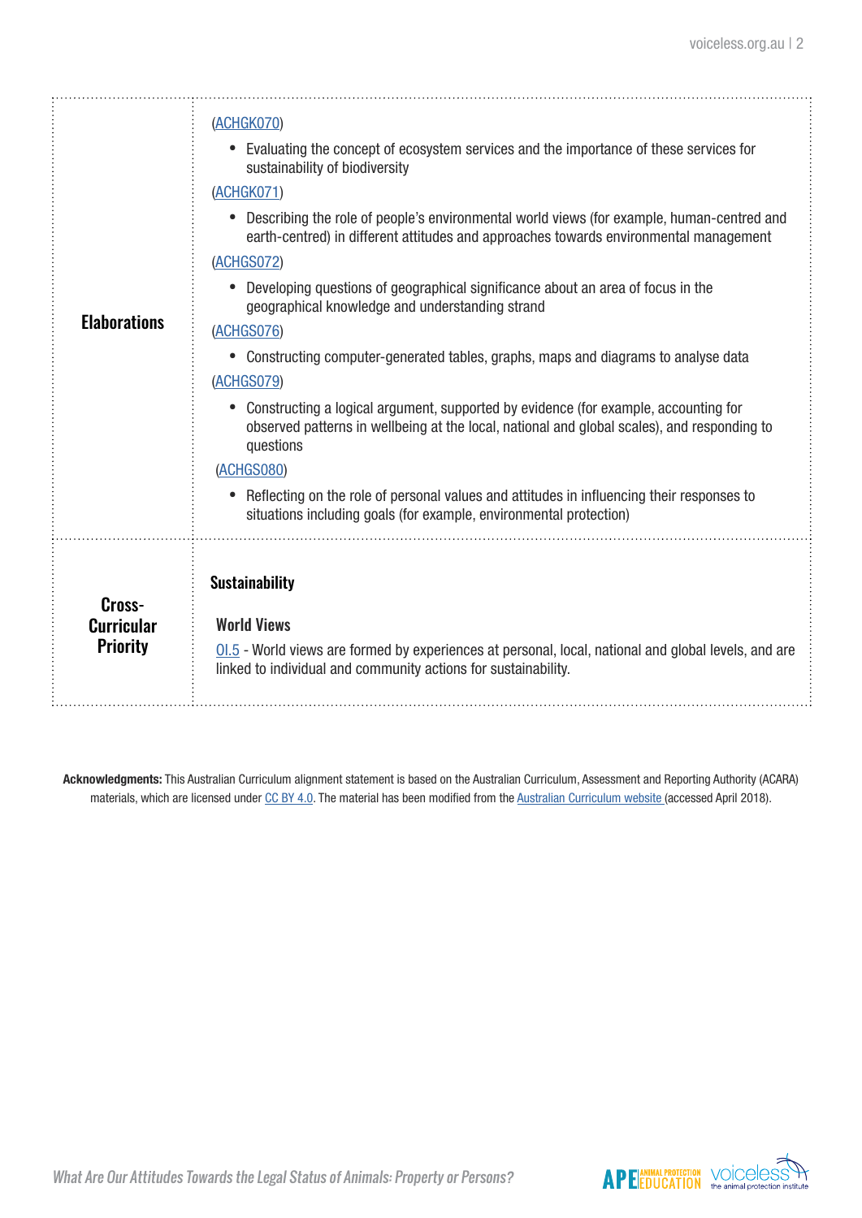| | |
|---|---|
| **Elaborations** | (ACHGK070)<br>• Evaluating the concept of ecosystem services and the importance of these services for sustainability of biodiversity<br>(ACHGK071)<br>• Describing the role of people's environmental world views (for example, human-centred and earth-centred) in different attitudes and approaches towards environmental management<br>(ACHGS072)<br>• Developing questions of geographical significance about an area of focus in the geographical knowledge and understanding strand<br>(ACHGS076)<br>• Constructing computer-generated tables, graphs, maps and diagrams to analyse data<br>(ACHGS079)<br>• Constructing a logical argument, supported by evidence (for example, accounting for observed patterns in wellbeing at the local, national and global scales), and responding to questions<br>(ACHGS080)<br>• Reflecting on the role of personal values and attitudes in influencing their responses to situations including goals (for example, environmental protection) |
| **Cross-Curricular Priority** | **Sustainability**<br><br>**World Views**<br>OI.5 - World views are formed by experiences at personal, local, national and global levels, and are linked to individual and community actions for sustainability. |

**Acknowledgments:** This Australian Curriculum alignment statement is based on the Australian Curriculum, Assessment and Reporting Authority (ACARA) materials, which are licensed under CC BY 4.0. The material has been modified from the Australian Curriculum website (accessed April 2018).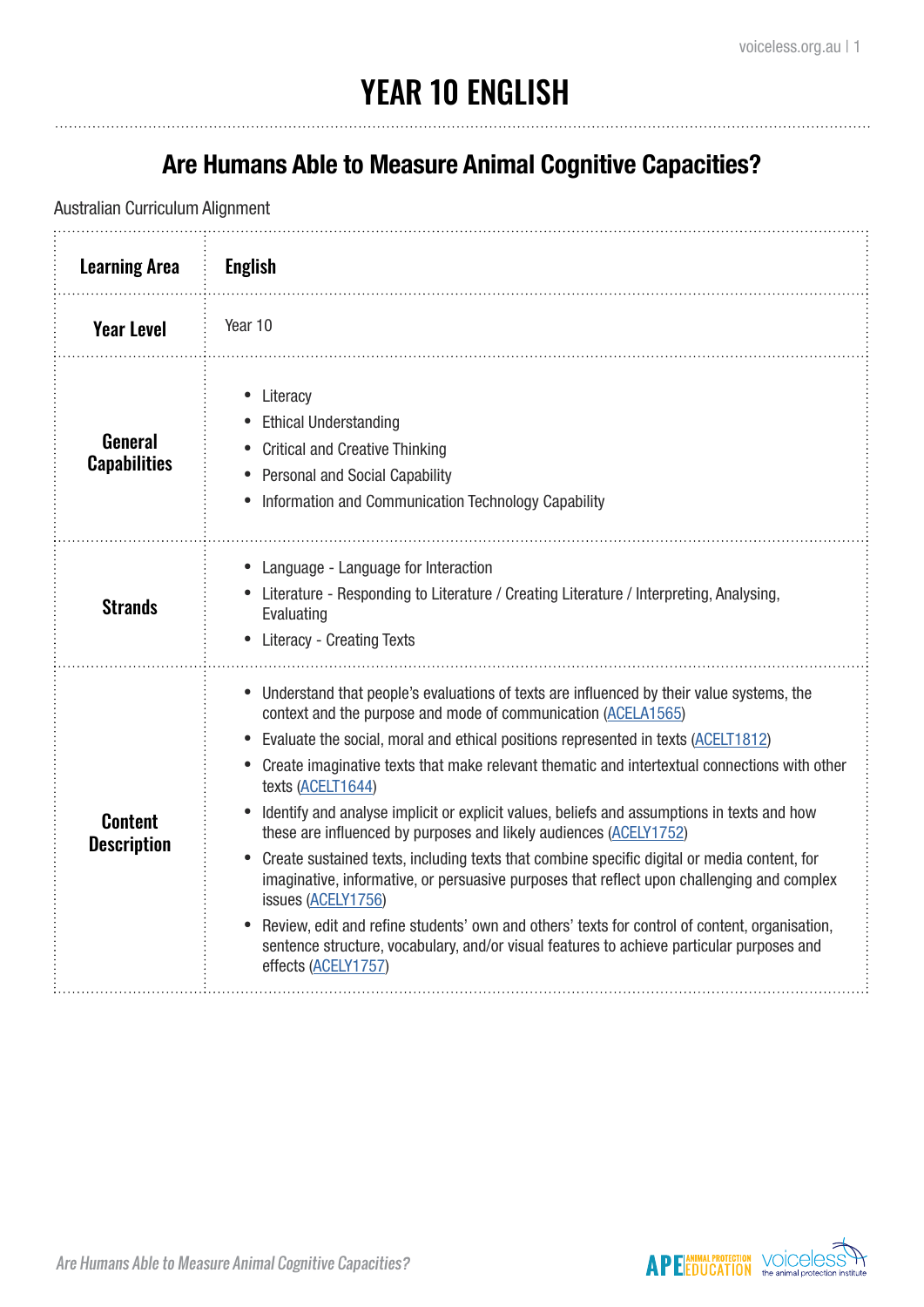# YEAR 10 ENGLISH

## Are Humans Able to Measure Animal Cognitive Capacities?

Australian Curriculum Alignment

| **Learning Area** | **English** |
|---|---|
| **Year Level** | Year 10 |
| **General Capabilities** | • Literacy<br>• Ethical Understanding<br>• Critical and Creative Thinking<br>• Personal and Social Capability<br>• Information and Communication Technology Capability |
| **Strands** | • Language - Language for Interaction<br>• Literature - Responding to Literature / Creating Literature / Interpreting, Analysing, Evaluating<br>• Literacy - Creating Texts |
| **Content Description** | • Understand that people's evaluations of texts are influenced by their value systems, the context and the purpose and mode of communication (ACELA1565)<br>• Evaluate the social, moral and ethical positions represented in texts (ACELT1812)<br>• Create imaginative texts that make relevant thematic and intertextual connections with other texts (ACELT1644)<br>• Identify and analyse implicit or explicit values, beliefs and assumptions in texts and how these are influenced by purposes and likely audiences (ACELY1752)<br>• Create sustained texts, including texts that combine specific digital or media content, for imaginative, informative, or persuasive purposes that reflect upon challenging and complex issues (ACELY1756)<br>• Review, edit and refine students' own and others' texts for control of content, organisation, sentence structure, vocabulary, and/or visual features to achieve particular purposes and effects (ACELY1757) |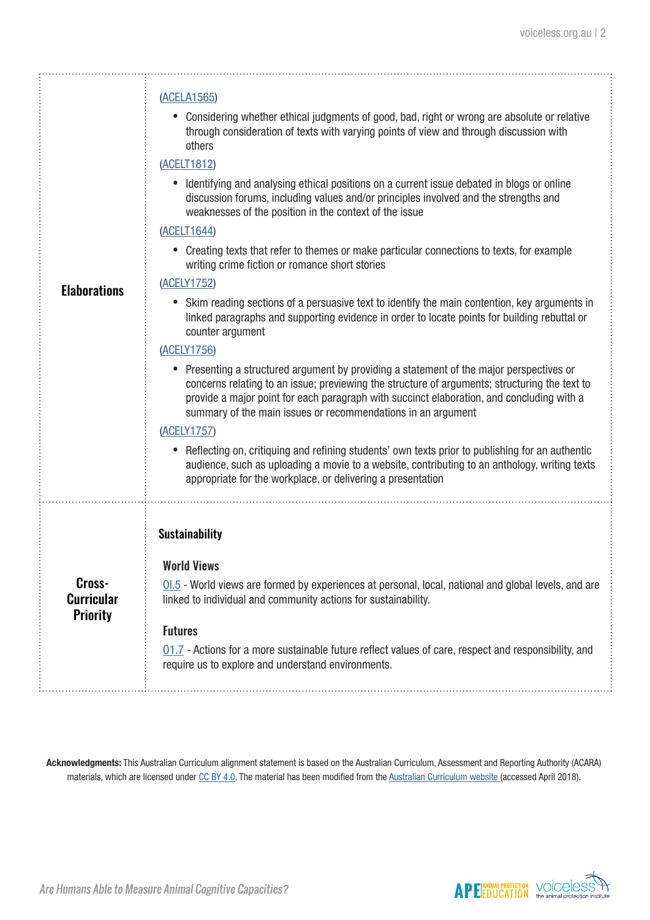| | |
|---|---|
| **Elaborations** | (ACELA1565)<br>• Considering whether ethical judgments of good, bad, right or wrong are absolute or relative through consideration of texts with varying points of view and through discussion with others<br>(ACELT1812)<br>• Identifying and analysing ethical positions on a current issue debated in blogs or online discussion forums, including values and/or principles involved and the strengths and weaknesses of the position in the context of the issue<br>(ACELT1644)<br>• Creating texts that refer to themes or make particular connections to texts, for example writing crime fiction or romance short stories<br>(ACELY1752)<br>• Skim reading sections of a persuasive text to identify the main contention, key arguments in linked paragraphs and supporting evidence in order to locate points for building rebuttal or counter argument<br>(ACELY1756)<br>• Presenting a structured argument by providing a statement of the major perspectives or concerns relating to an issue; previewing the structure of arguments; structuring the text to provide a major point for each paragraph with succinct elaboration, and concluding with a summary of the main issues or recommendations in an argument<br>(ACELY1757)<br>• Reflecting on, critiquing and refining students' own texts prior to publishing for an authentic audience, such as uploading a movie to a website, contributing to an anthology, writing texts appropriate for the workplace, or delivering a presentation |
| **Cross-Curricular Priority** | **Sustainability**<br><br>**World Views**<br>OI.5 - World views are formed by experiences at personal, local, national and global levels, and are linked to individual and community actions for sustainability.<br><br>**Futures**<br>OI.7 - Actions for a more sustainable future reflect values of care, respect and responsibility, and require us to explore and understand environments. |

**Acknowledgments:** This Australian Curriculum alignment statement is based on the Australian Curriculum, Assessment and Reporting Authority (ACARA) materials, which are licensed under CC BY 4.0. The material has been modified from the Australian Curriculum website (accessed April 2018).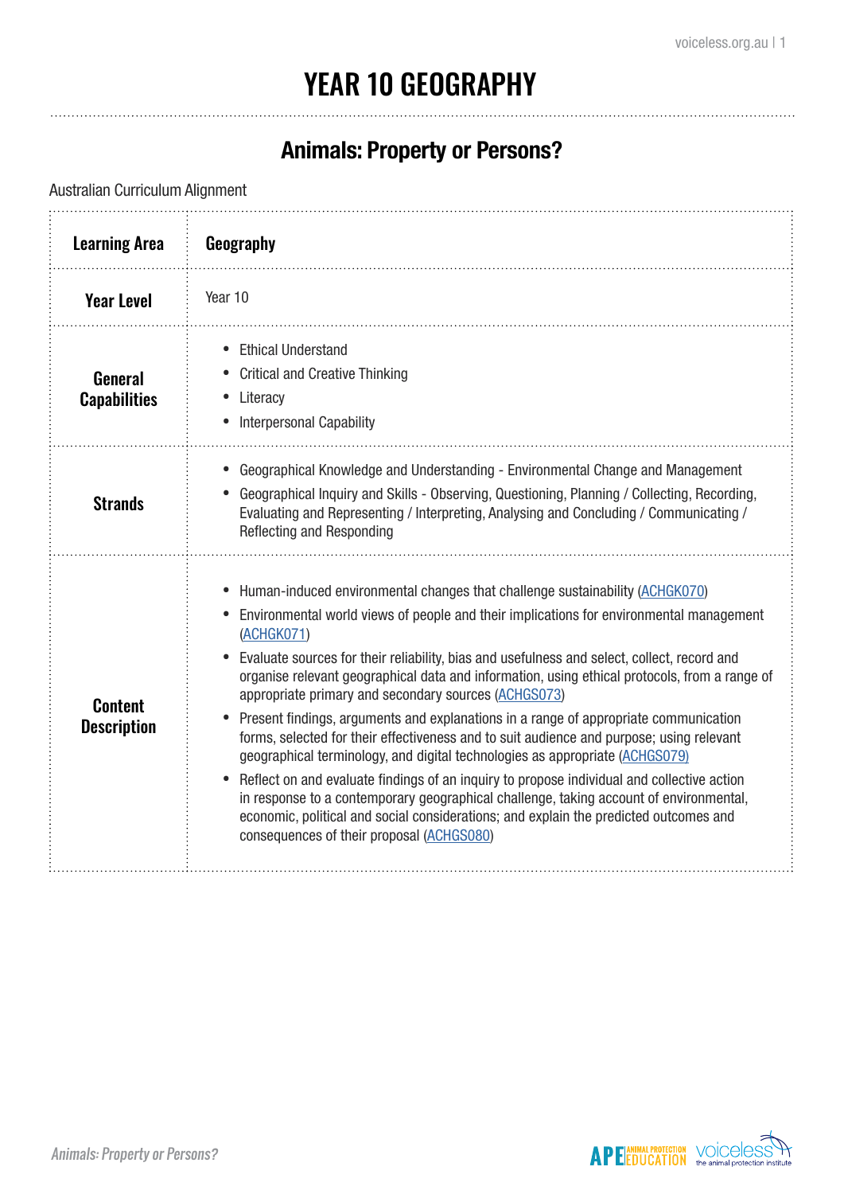# YEAR 10 GEOGRAPHY

## Animals: Property or Persons?

Australian Curriculum Alignment

| **Learning Area** | **Geography** |
|---|---|
| **Year Level** | Year 10 |
| **General Capabilities** | • Ethical Understand<br>• Critical and Creative Thinking<br>• Literacy<br>• Interpersonal Capability |
| **Strands** | • Geographical Knowledge and Understanding - Environmental Change and Management<br>• Geographical Inquiry and Skills - Observing, Questioning, Planning / Collecting, Recording, Evaluating and Representing / Interpreting, Analysing and Concluding / Communicating / Reflecting and Responding |
| **Content Description** | • Human-induced environmental changes that challenge sustainability (ACHGK070)<br>• Environmental world views of people and their implications for environmental management (ACHGK071)<br>• Evaluate sources for their reliability, bias and usefulness and select, collect, record and organise relevant geographical data and information, using ethical protocols, from a range of appropriate primary and secondary sources (ACHGS073)<br>• Present findings, arguments and explanations in a range of appropriate communication forms, selected for their effectiveness and to suit audience and purpose; using relevant geographical terminology, and digital technologies as appropriate (ACHGS079)<br>• Reflect on and evaluate findings of an inquiry to propose individual and collective action in response to a contemporary geographical challenge, taking account of environmental, economic, political and social considerations; and explain the predicted outcomes and consequences of their proposal (ACHGS080) |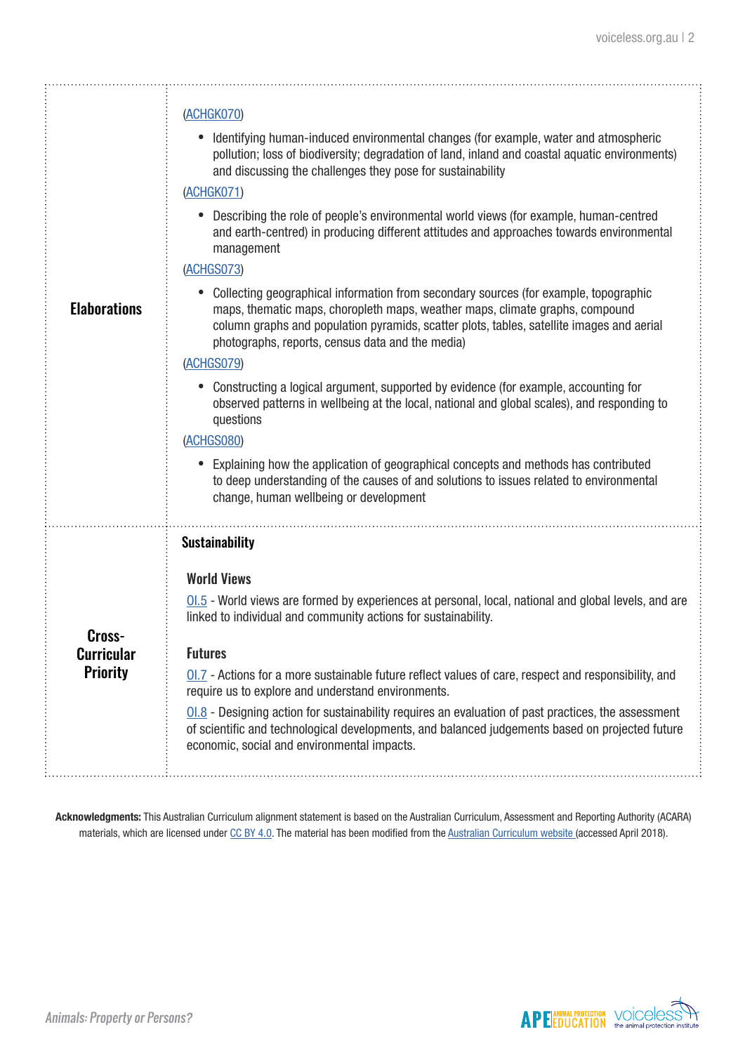| | |
|---|---|
| **Elaborations** | (ACHGK070)<br>• Identifying human-induced environmental changes (for example, water and atmospheric pollution; loss of biodiversity; degradation of land, inland and coastal aquatic environments) and discussing the challenges they pose for sustainability<br>(ACHGK071)<br>• Describing the role of people's environmental world views (for example, human-centred and earth-centred) in producing different attitudes and approaches towards environmental management<br>(ACHGS073)<br>• Collecting geographical information from secondary sources (for example, topographic maps, thematic maps, choropleth maps, weather maps, climate graphs, compound column graphs and population pyramids, scatter plots, tables, satellite images and aerial photographs, reports, census data and the media)<br>(ACHGS079)<br>• Constructing a logical argument, supported by evidence (for example, accounting for observed patterns in wellbeing at the local, national and global scales), and responding to questions<br>(ACHGS080)<br>• Explaining how the application of geographical concepts and methods has contributed to deep understanding of the causes of and solutions to issues related to environmental change, human wellbeing or development |
| **Cross-Curricular Priority** | **Sustainability**<br><br>**World Views**<br>OI.5 - World views are formed by experiences at personal, local, national and global levels, and are linked to individual and community actions for sustainability.<br><br>**Futures**<br>OI.7 - Actions for a more sustainable future reflect values of care, respect and responsibility, and require us to explore and understand environments.<br>OI.8 - Designing action for sustainability requires an evaluation of past practices, the assessment of scientific and technological developments, and balanced judgements based on projected future economic, social and environmental impacts. |

**Acknowledgments:** This Australian Curriculum alignment statement is based on the Australian Curriculum, Assessment and Reporting Authority (ACARA) materials, which are licensed under CC BY 4.0. The material has been modified from the Australian Curriculum website (accessed April 2018).